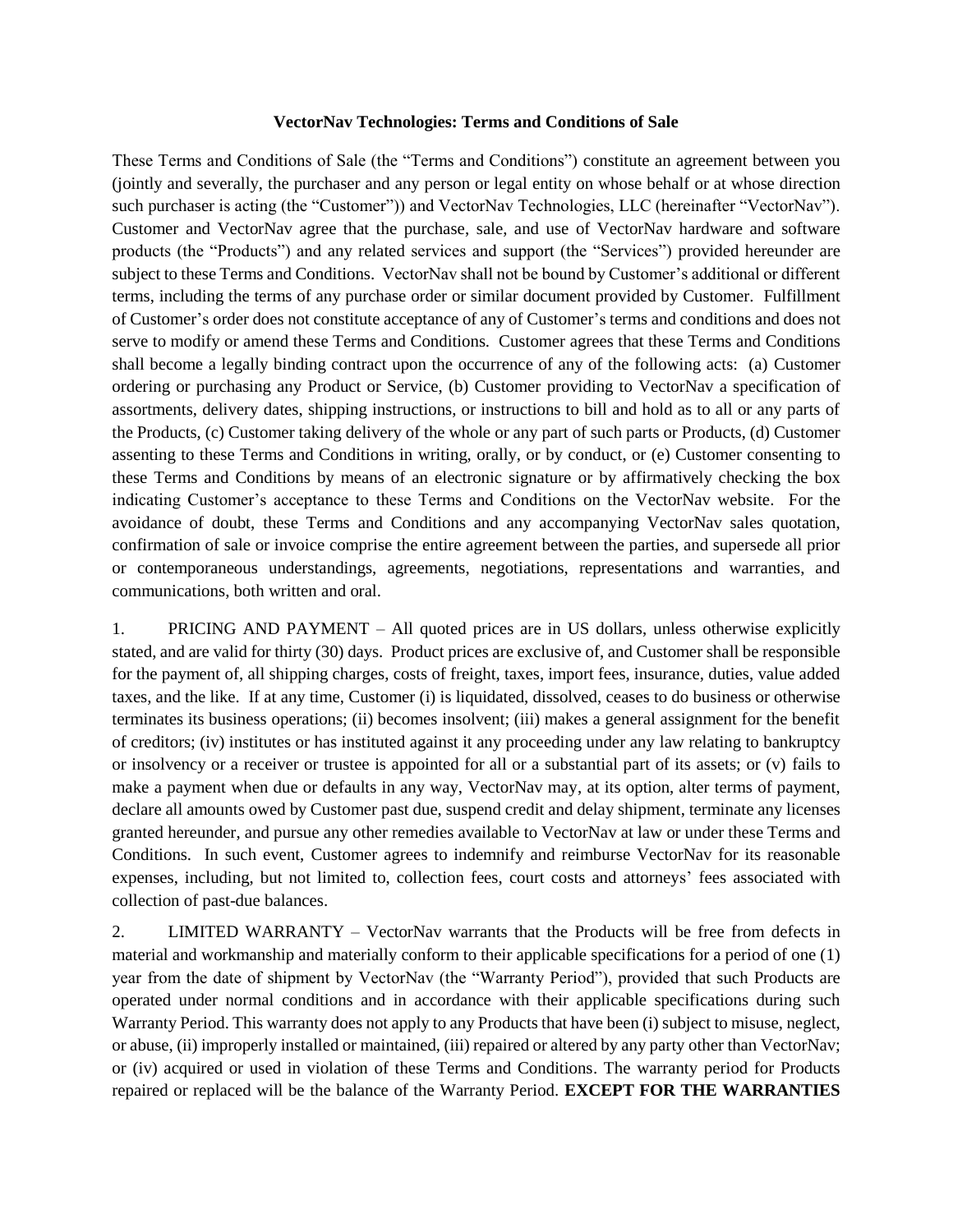**VectorNav Technologies: Terms and Conditions of Sale**

These Terms and Conditions of Sale (the "Terms and Conditions") constitute an agreement between you (jointly and severally, the purchaser and any person or legal entity on whose behalf or at whose direction such purchaser is acting (the "Customer")) and VectorNav Technologies, LLC (hereinafter "VectorNav"). Customer and VectorNav agree that the purchase, sale, and use of VectorNav hardware and software products (the "Products") and any related services and support (the "Services") provided hereunder are subject to these Terms and Conditions. VectorNav shall not be bound by Customer's additional or different terms, including the terms of any purchase order or similar document provided by Customer. Fulfillment of Customer's order does not constitute acceptance of any of Customer's terms and conditions and does not serve to modify or amend these Terms and Conditions. Customer agrees that these Terms and Conditions shall become a legally binding contract upon the occurrence of any of the following acts: (a) Customer ordering or purchasing any Product or Service, (b) Customer providing to VectorNav a specification of assortments, delivery dates, shipping instructions, or instructions to bill and hold as to all or any parts of the Products, (c) Customer taking delivery of the whole or any part of such parts or Products, (d) Customer assenting to these Terms and Conditions in writing, orally, or by conduct, or (e) Customer consenting to these Terms and Conditions by means of an electronic signature or by affirmatively checking the box indicating Customer's acceptance to these Terms and Conditions on the VectorNav website. For the avoidance of doubt, these Terms and Conditions and any accompanying VectorNav sales quotation, confirmation of sale or invoice comprise the entire agreement between the parties, and supersede all prior or contemporaneous understandings, agreements, negotiations, representations and warranties, and communications, both written and oral.

1. PRICING AND PAYMENT – All quoted prices are in US dollars, unless otherwise explicitly stated, and are valid for thirty (30) days. Product prices are exclusive of, and Customer shall be responsible for the payment of, all shipping charges, costs of freight, taxes, import fees, insurance, duties, value added taxes, and the like. If at any time, Customer (i) is liquidated, dissolved, ceases to do business or otherwise terminates its business operations; (ii) becomes insolvent; (iii) makes a general assignment for the benefit of creditors; (iv) institutes or has instituted against it any proceeding under any law relating to bankruptcy or insolvency or a receiver or trustee is appointed for all or a substantial part of its assets; or (v) fails to make a payment when due or defaults in any way, VectorNav may, at its option, alter terms of payment, declare all amounts owed by Customer past due, suspend credit and delay shipment, terminate any licenses granted hereunder, and pursue any other remedies available to VectorNav at law or under these Terms and Conditions. In such event, Customer agrees to indemnify and reimburse VectorNav for its reasonable expenses, including, but not limited to, collection fees, court costs and attorneys' fees associated with collection of past-due balances.

2. LIMITED WARRANTY – VectorNav warrants that the Products will be free from defects in material and workmanship and materially conform to their applicable specifications for a period of one (1) year from the date of shipment by VectorNav (the "Warranty Period"), provided that such Products are operated under normal conditions and in accordance with their applicable specifications during such Warranty Period. This warranty does not apply to any Products that have been (i) subject to misuse, neglect, or abuse, (ii) improperly installed or maintained, (iii) repaired or altered by any party other than VectorNav; or (iv) acquired or used in violation of these Terms and Conditions. The warranty period for Products repaired or replaced will be the balance of the Warranty Period. **EXCEPT FOR THE WARRANTIES**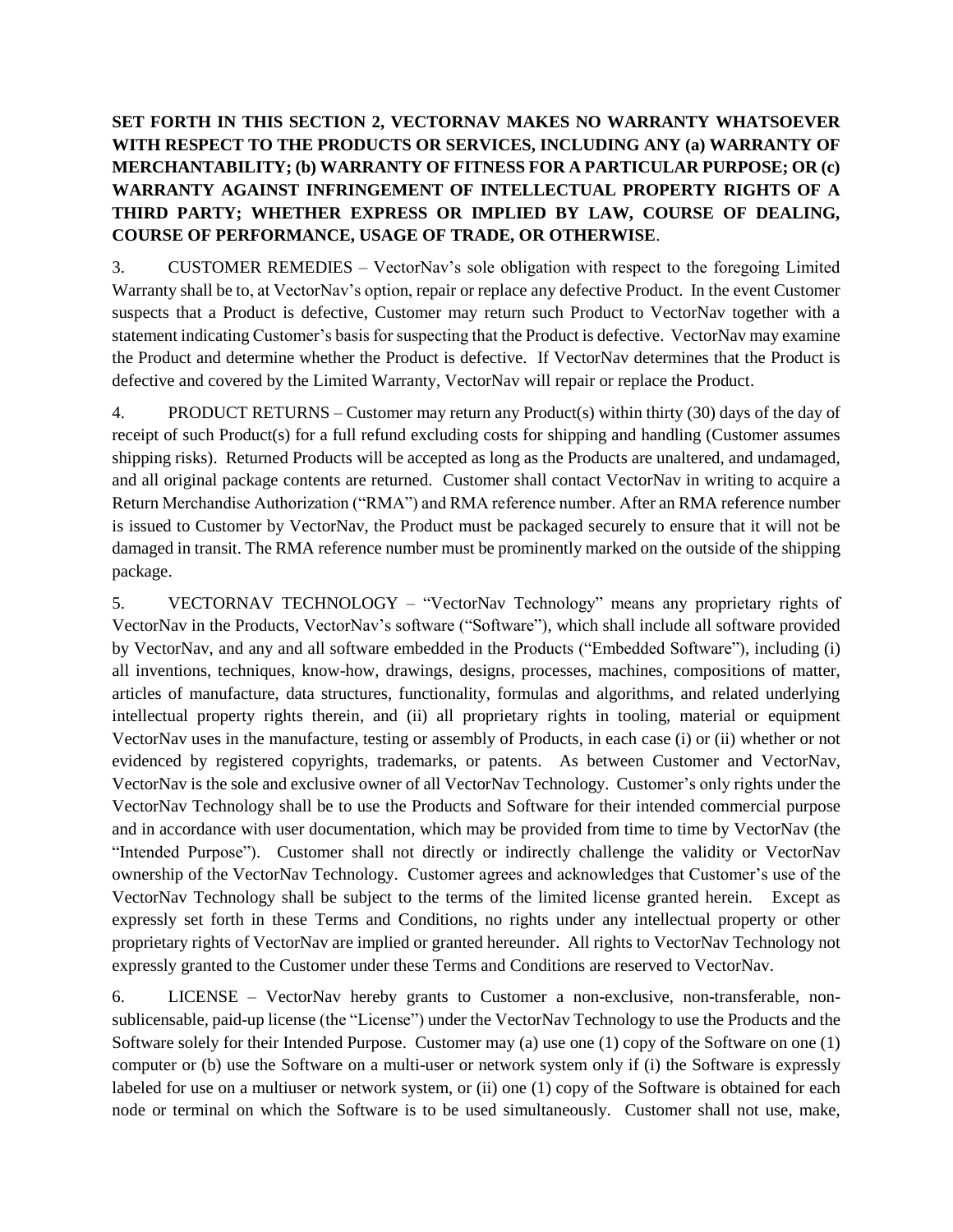**SET FORTH IN THIS SECTION 2, VECTORNAV MAKES NO WARRANTY WHATSOEVER WITH RESPECT TO THE PRODUCTS OR SERVICES, INCLUDING ANY (a) WARRANTY OF MERCHANTABILITY; (b) WARRANTY OF FITNESS FOR A PARTICULAR PURPOSE; OR (c) WARRANTY AGAINST INFRINGEMENT OF INTELLECTUAL PROPERTY RIGHTS OF A THIRD PARTY; WHETHER EXPRESS OR IMPLIED BY LAW, COURSE OF DEALING, COURSE OF PERFORMANCE, USAGE OF TRADE, OR OTHERWISE**.

3. CUSTOMER REMEDIES – VectorNav's sole obligation with respect to the foregoing Limited Warranty shall be to, at VectorNav's option, repair or replace any defective Product. In the event Customer suspects that a Product is defective, Customer may return such Product to VectorNav together with a statement indicating Customer's basis for suspecting that the Product is defective. VectorNav may examine the Product and determine whether the Product is defective. If VectorNav determines that the Product is defective and covered by the Limited Warranty, VectorNav will repair or replace the Product.

4. PRODUCT RETURNS – Customer may return any Product(s) within thirty (30) days of the day of receipt of such Product(s) for a full refund excluding costs for shipping and handling (Customer assumes shipping risks). Returned Products will be accepted as long as the Products are unaltered, and undamaged, and all original package contents are returned. Customer shall contact VectorNav in writing to acquire a Return Merchandise Authorization ("RMA") and RMA reference number. After an RMA reference number is issued to Customer by VectorNav, the Product must be packaged securely to ensure that it will not be damaged in transit. The RMA reference number must be prominently marked on the outside of the shipping package.

5. VECTORNAV TECHNOLOGY – "VectorNav Technology" means any proprietary rights of VectorNav in the Products, VectorNav's software ("Software"), which shall include all software provided by VectorNav, and any and all software embedded in the Products ("Embedded Software"), including (i) all inventions, techniques, know-how, drawings, designs, processes, machines, compositions of matter, articles of manufacture, data structures, functionality, formulas and algorithms, and related underlying intellectual property rights therein, and (ii) all proprietary rights in tooling, material or equipment VectorNav uses in the manufacture, testing or assembly of Products, in each case (i) or (ii) whether or not evidenced by registered copyrights, trademarks, or patents. As between Customer and VectorNav, VectorNav is the sole and exclusive owner of all VectorNav Technology. Customer's only rights under the VectorNav Technology shall be to use the Products and Software for their intended commercial purpose and in accordance with user documentation, which may be provided from time to time by VectorNav (the "Intended Purpose"). Customer shall not directly or indirectly challenge the validity or VectorNav ownership of the VectorNav Technology. Customer agrees and acknowledges that Customer's use of the VectorNav Technology shall be subject to the terms of the limited license granted herein. Except as expressly set forth in these Terms and Conditions, no rights under any intellectual property or other proprietary rights of VectorNav are implied or granted hereunder. All rights to VectorNav Technology not expressly granted to the Customer under these Terms and Conditions are reserved to VectorNav.

6. LICENSE – VectorNav hereby grants to Customer a non-exclusive, non-transferable, non-sublicensable, paid-up license (the "License") under the VectorNav Technology to use the Products and the Software solely for their Intended Purpose. Customer may (a) use one (1) copy of the Software on one (1) computer or (b) use the Software on a multi-user or network system only if (i) the Software is expressly labeled for use on a multiuser or network system, or (ii) one (1) copy of the Software is obtained for each node or terminal on which the Software is to be used simultaneously. Customer shall not use, make,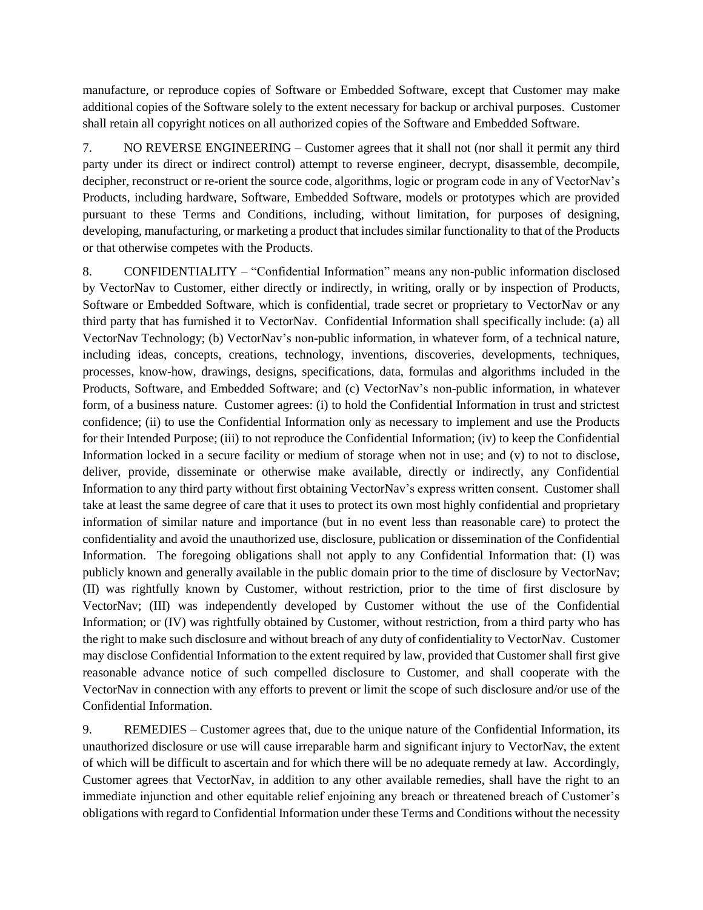manufacture, or reproduce copies of Software or Embedded Software, except that Customer may make additional copies of the Software solely to the extent necessary for backup or archival purposes. Customer shall retain all copyright notices on all authorized copies of the Software and Embedded Software.

7. NO REVERSE ENGINEERING – Customer agrees that it shall not (nor shall it permit any third party under its direct or indirect control) attempt to reverse engineer, decrypt, disassemble, decompile, decipher, reconstruct or re-orient the source code, algorithms, logic or program code in any of VectorNav's Products, including hardware, Software, Embedded Software, models or prototypes which are provided pursuant to these Terms and Conditions, including, without limitation, for purposes of designing, developing, manufacturing, or marketing a product that includes similar functionality to that of the Products or that otherwise competes with the Products.

8. CONFIDENTIALITY – "Confidential Information" means any non-public information disclosed by VectorNav to Customer, either directly or indirectly, in writing, orally or by inspection of Products, Software or Embedded Software, which is confidential, trade secret or proprietary to VectorNav or any third party that has furnished it to VectorNav. Confidential Information shall specifically include: (a) all VectorNav Technology; (b) VectorNav's non-public information, in whatever form, of a technical nature, including ideas, concepts, creations, technology, inventions, discoveries, developments, techniques, processes, know-how, drawings, designs, specifications, data, formulas and algorithms included in the Products, Software, and Embedded Software; and (c) VectorNav's non-public information, in whatever form, of a business nature. Customer agrees: (i) to hold the Confidential Information in trust and strictest confidence; (ii) to use the Confidential Information only as necessary to implement and use the Products for their Intended Purpose; (iii) to not reproduce the Confidential Information; (iv) to keep the Confidential Information locked in a secure facility or medium of storage when not in use; and (v) to not to disclose, deliver, provide, disseminate or otherwise make available, directly or indirectly, any Confidential Information to any third party without first obtaining VectorNav's express written consent. Customer shall take at least the same degree of care that it uses to protect its own most highly confidential and proprietary information of similar nature and importance (but in no event less than reasonable care) to protect the confidentiality and avoid the unauthorized use, disclosure, publication or dissemination of the Confidential Information. The foregoing obligations shall not apply to any Confidential Information that: (I) was publicly known and generally available in the public domain prior to the time of disclosure by VectorNav; (II) was rightfully known by Customer, without restriction, prior to the time of first disclosure by VectorNav; (III) was independently developed by Customer without the use of the Confidential Information; or (IV) was rightfully obtained by Customer, without restriction, from a third party who has the right to make such disclosure and without breach of any duty of confidentiality to VectorNav. Customer may disclose Confidential Information to the extent required by law, provided that Customer shall first give reasonable advance notice of such compelled disclosure to Customer, and shall cooperate with the VectorNav in connection with any efforts to prevent or limit the scope of such disclosure and/or use of the Confidential Information.

9. REMEDIES – Customer agrees that, due to the unique nature of the Confidential Information, its unauthorized disclosure or use will cause irreparable harm and significant injury to VectorNav, the extent of which will be difficult to ascertain and for which there will be no adequate remedy at law. Accordingly, Customer agrees that VectorNav, in addition to any other available remedies, shall have the right to an immediate injunction and other equitable relief enjoining any breach or threatened breach of Customer's obligations with regard to Confidential Information under these Terms and Conditions without the necessity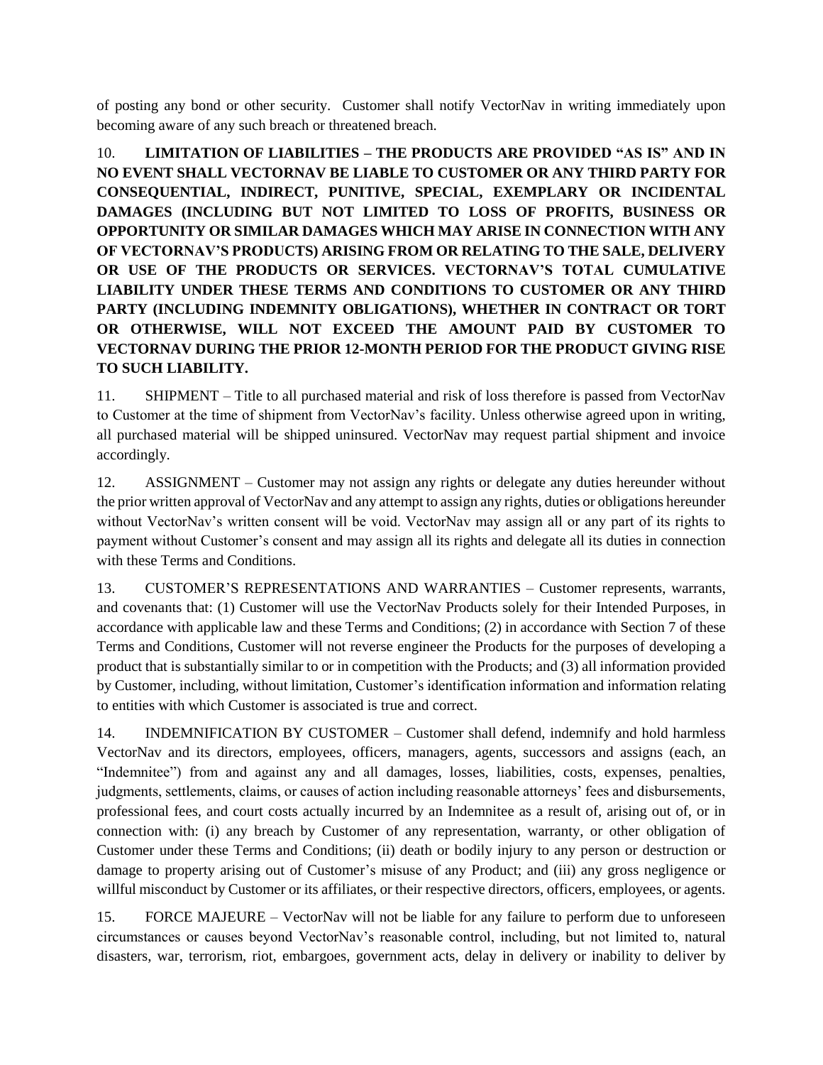of posting any bond or other security. Customer shall notify VectorNav in writing immediately upon becoming aware of any such breach or threatened breach.

10. **LIMITATION OF LIABILITIES – THE PRODUCTS ARE PROVIDED "AS IS" AND IN NO EVENT SHALL VECTORNAV BE LIABLE TO CUSTOMER OR ANY THIRD PARTY FOR CONSEQUENTIAL, INDIRECT, PUNITIVE, SPECIAL, EXEMPLARY OR INCIDENTAL DAMAGES (INCLUDING BUT NOT LIMITED TO LOSS OF PROFITS, BUSINESS OR OPPORTUNITY OR SIMILAR DAMAGES WHICH MAY ARISE IN CONNECTION WITH ANY OF VECTORNAV'S PRODUCTS) ARISING FROM OR RELATING TO THE SALE, DELIVERY OR USE OF THE PRODUCTS OR SERVICES. VECTORNAV'S TOTAL CUMULATIVE LIABILITY UNDER THESE TERMS AND CONDITIONS TO CUSTOMER OR ANY THIRD PARTY (INCLUDING INDEMNITY OBLIGATIONS), WHETHER IN CONTRACT OR TORT OR OTHERWISE, WILL NOT EXCEED THE AMOUNT PAID BY CUSTOMER TO VECTORNAV DURING THE PRIOR 12-MONTH PERIOD FOR THE PRODUCT GIVING RISE TO SUCH LIABILITY.**

11. SHIPMENT – Title to all purchased material and risk of loss therefore is passed from VectorNav to Customer at the time of shipment from VectorNav's facility. Unless otherwise agreed upon in writing, all purchased material will be shipped uninsured. VectorNav may request partial shipment and invoice accordingly.

12. ASSIGNMENT – Customer may not assign any rights or delegate any duties hereunder without the prior written approval of VectorNav and any attempt to assign any rights, duties or obligations hereunder without VectorNav's written consent will be void. VectorNav may assign all or any part of its rights to payment without Customer's consent and may assign all its rights and delegate all its duties in connection with these Terms and Conditions.

13. CUSTOMER'S REPRESENTATIONS AND WARRANTIES – Customer represents, warrants, and covenants that: (1) Customer will use the VectorNav Products solely for their Intended Purposes, in accordance with applicable law and these Terms and Conditions; (2) in accordance with Section 7 of these Terms and Conditions, Customer will not reverse engineer the Products for the purposes of developing a product that is substantially similar to or in competition with the Products; and (3) all information provided by Customer, including, without limitation, Customer's identification information and information relating to entities with which Customer is associated is true and correct.

14. INDEMNIFICATION BY CUSTOMER – Customer shall defend, indemnify and hold harmless VectorNav and its directors, employees, officers, managers, agents, successors and assigns (each, an "Indemnitee") from and against any and all damages, losses, liabilities, costs, expenses, penalties, judgments, settlements, claims, or causes of action including reasonable attorneys' fees and disbursements, professional fees, and court costs actually incurred by an Indemnitee as a result of, arising out of, or in connection with: (i) any breach by Customer of any representation, warranty, or other obligation of Customer under these Terms and Conditions; (ii) death or bodily injury to any person or destruction or damage to property arising out of Customer's misuse of any Product; and (iii) any gross negligence or willful misconduct by Customer or its affiliates, or their respective directors, officers, employees, or agents.

15. FORCE MAJEURE – VectorNav will not be liable for any failure to perform due to unforeseen circumstances or causes beyond VectorNav's reasonable control, including, but not limited to, natural disasters, war, terrorism, riot, embargoes, government acts, delay in delivery or inability to deliver by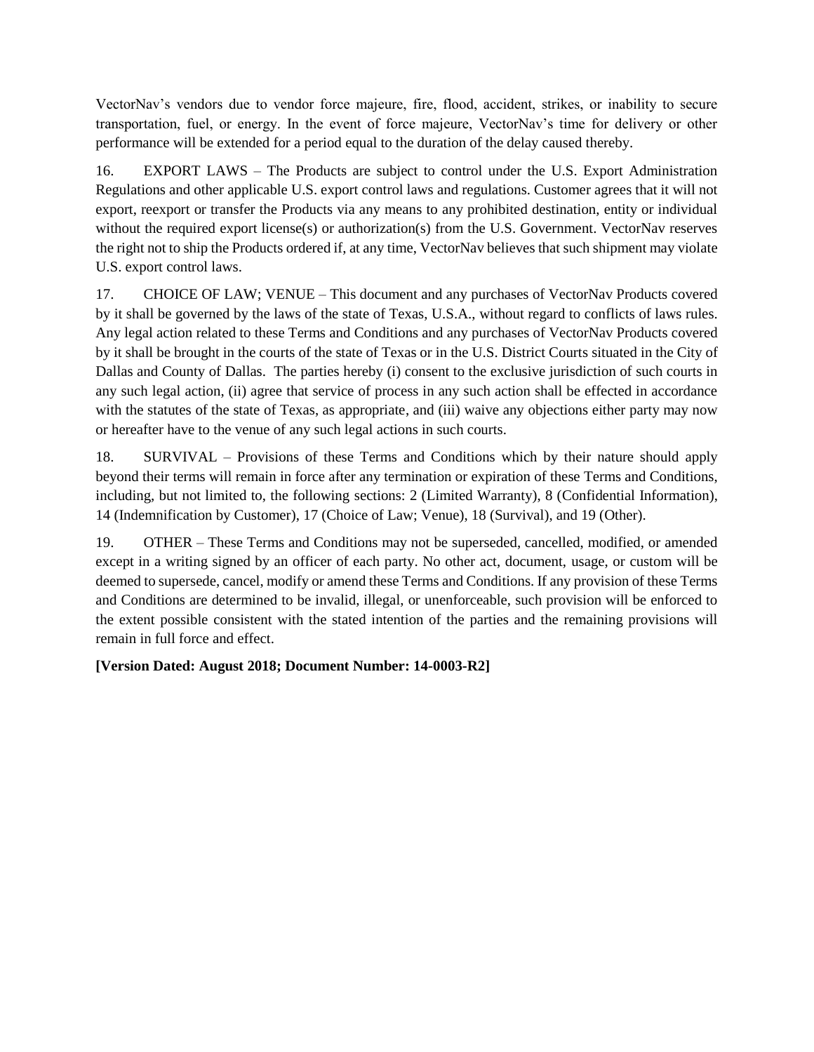VectorNav's vendors due to vendor force majeure, fire, flood, accident, strikes, or inability to secure transportation, fuel, or energy. In the event of force majeure, VectorNav's time for delivery or other performance will be extended for a period equal to the duration of the delay caused thereby.

16. EXPORT LAWS – The Products are subject to control under the U.S. Export Administration Regulations and other applicable U.S. export control laws and regulations. Customer agrees that it will not export, reexport or transfer the Products via any means to any prohibited destination, entity or individual without the required export license(s) or authorization(s) from the U.S. Government. VectorNav reserves the right not to ship the Products ordered if, at any time, VectorNav believes that such shipment may violate U.S. export control laws.

17. CHOICE OF LAW; VENUE – This document and any purchases of VectorNav Products covered by it shall be governed by the laws of the state of Texas, U.S.A., without regard to conflicts of laws rules. Any legal action related to these Terms and Conditions and any purchases of VectorNav Products covered by it shall be brought in the courts of the state of Texas or in the U.S. District Courts situated in the City of Dallas and County of Dallas. The parties hereby (i) consent to the exclusive jurisdiction of such courts in any such legal action, (ii) agree that service of process in any such action shall be effected in accordance with the statutes of the state of Texas, as appropriate, and (iii) waive any objections either party may now or hereafter have to the venue of any such legal actions in such courts.

18. SURVIVAL – Provisions of these Terms and Conditions which by their nature should apply beyond their terms will remain in force after any termination or expiration of these Terms and Conditions, including, but not limited to, the following sections: 2 (Limited Warranty), 8 (Confidential Information), 14 (Indemnification by Customer), 17 (Choice of Law; Venue), 18 (Survival), and 19 (Other).

19. OTHER – These Terms and Conditions may not be superseded, cancelled, modified, or amended except in a writing signed by an officer of each party. No other act, document, usage, or custom will be deemed to supersede, cancel, modify or amend these Terms and Conditions. If any provision of these Terms and Conditions are determined to be invalid, illegal, or unenforceable, such provision will be enforced to the extent possible consistent with the stated intention of the parties and the remaining provisions will remain in full force and effect.

**[Version Dated: August 2018; Document Number: 14-0003-R2]**